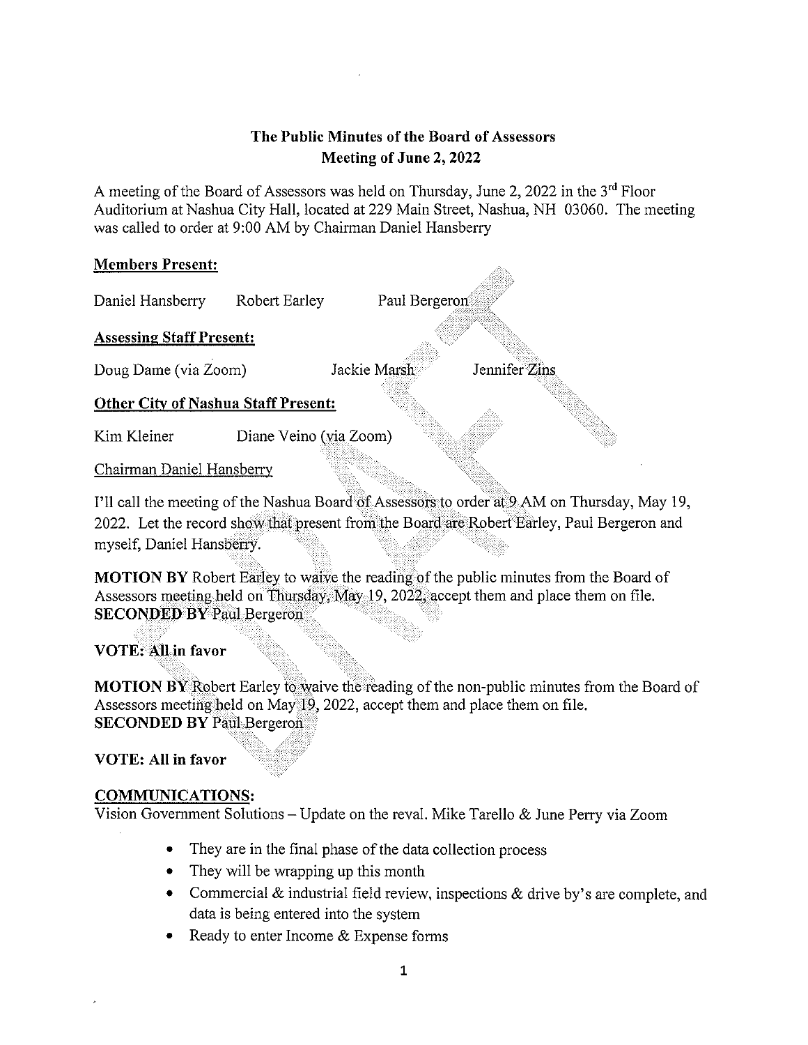## The Public Minutes of the Board of Assessors Meeting of June 2, 2022

A meeting of the Board of Assessors was held on Thursday, June 2, 2022 in the 3rd Floor Auditorium at Nashua City Hall, located at 229 Main Street, Nashua, NH 03060. The meeting was called to order at 9:00 AM by Chairman Daniel Hansberry

**Members Present:**

Daniel Hansberry     Robert Earley     Paul Bergeron

**Assessing Staff Present:**

Doug Dame (via Zoom)     Jackie Marsh     Jennifer Zins

**Other City of Nashua Staff Present:**

Kim Kleiner     Diane Veino (via Zoom)

Chairman Daniel Hansberry

I'll call the meeting of the Nashua Board of Assessors to order at 9 AM on Thursday, May 19, 2022. Let the record show that present from the Board are Robert Earley, Paul Bergeron and myself, Daniel Hansberry.

**MOTION BY** Robert Earley to waive the reading of the public minutes from the Board of Assessors meeting held on Thursday, May 19, 2022, accept them and place them on file.
**SECONDED BY** Paul Bergeron

**VOTE: All in favor**

**MOTION BY** Robert Earley to waive the reading of the non-public minutes from the Board of Assessors meeting held on May 19, 2022, accept them and place them on file.
**SECONDED BY** Paul Bergeron

**VOTE: All in favor**

**COMMUNICATIONS:**
Vision Government Solutions – Update on the reval. Mike Tarello & June Perry via Zoom

- They are in the final phase of the data collection process
- They will be wrapping up this month
- Commercial & industrial field review, inspections & drive by's are complete, and data is being entered into the system
- Ready to enter Income & Expense forms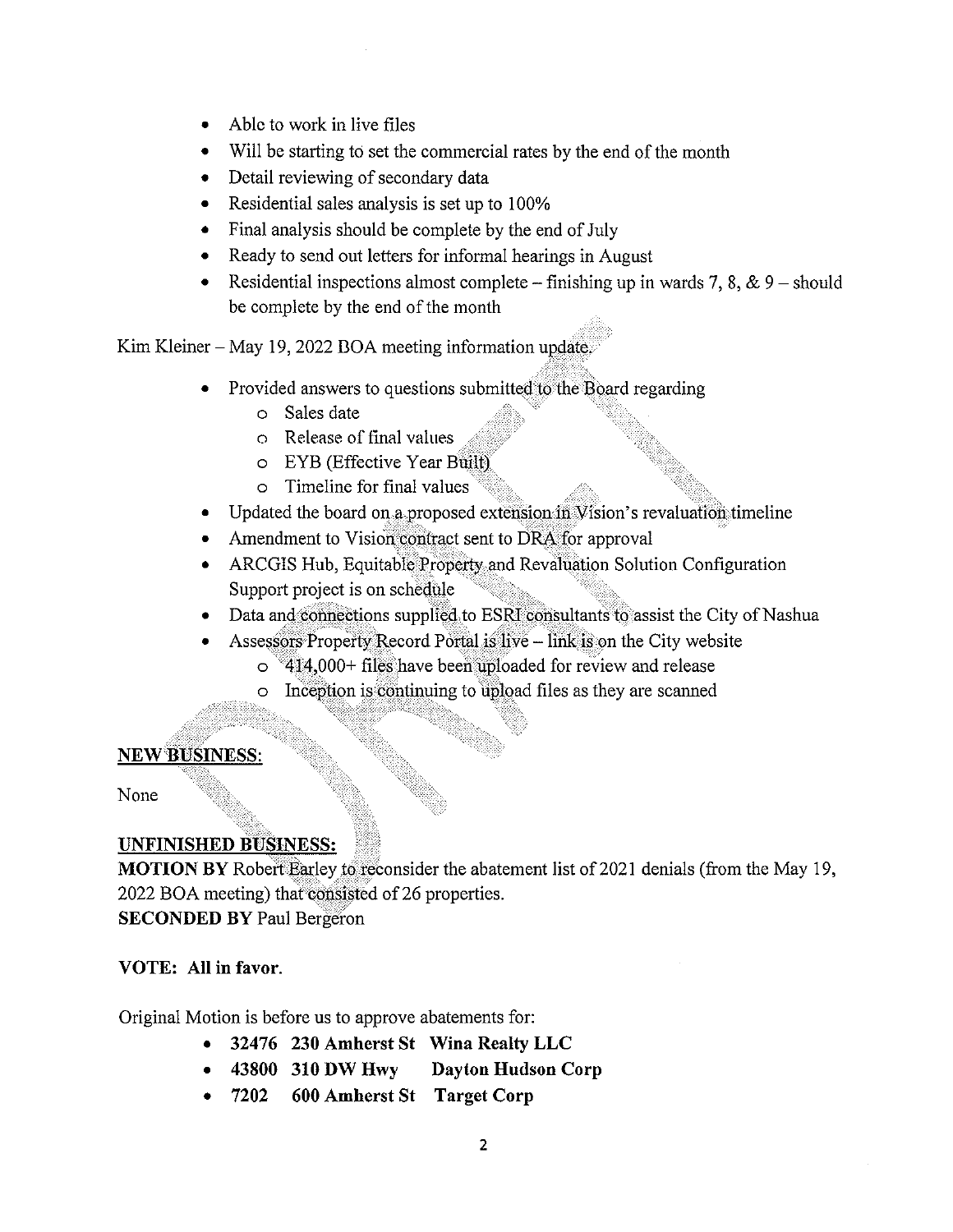- Able to work in live files
- Will be starting to set the commercial rates by the end of the month
- Detail reviewing of secondary data
- Residential sales analysis is set up to 100%
- Final analysis should be complete by the end of July
- Ready to send out letters for informal hearings in August
- Residential inspections almost complete – finishing up in wards 7, 8, & 9 – should be complete by the end of the month

Kim Kleiner – May 19, 2022 BOA meeting information update.

- Provided answers to questions submitted to the Board regarding
  - Sales date
  - Release of final values
  - EYB (Effective Year Built)
  - Timeline for final values
- Updated the board on a proposed extension in Vision's revaluation timeline
- Amendment to Vision contract sent to DRA for approval
- ARCGIS Hub, Equitable Property and Revaluation Solution Configuration Support project is on schedule
- Data and connections supplied to ESRI consultants to assist the City of Nashua
- Assessors Property Record Portal is live – link is on the City website
  - 414,000+ files have been uploaded for review and release
  - Inception is continuing to upload files as they are scanned

## NEW BUSINESS:

None

## UNFINISHED BUSINESS:

**MOTION BY** Robert Earley to reconsider the abatement list of 2021 denials (from the May 19, 2022 BOA meeting) that consisted of 26 properties.
**SECONDED BY** Paul Bergeron

**VOTE: All in favor.**

Original Motion is before us to approve abatements for:

- **32476 230 Amherst St Wina Realty LLC**
- **43800 310 DW Hwy Dayton Hudson Corp**
- **7202 600 Amherst St Target Corp**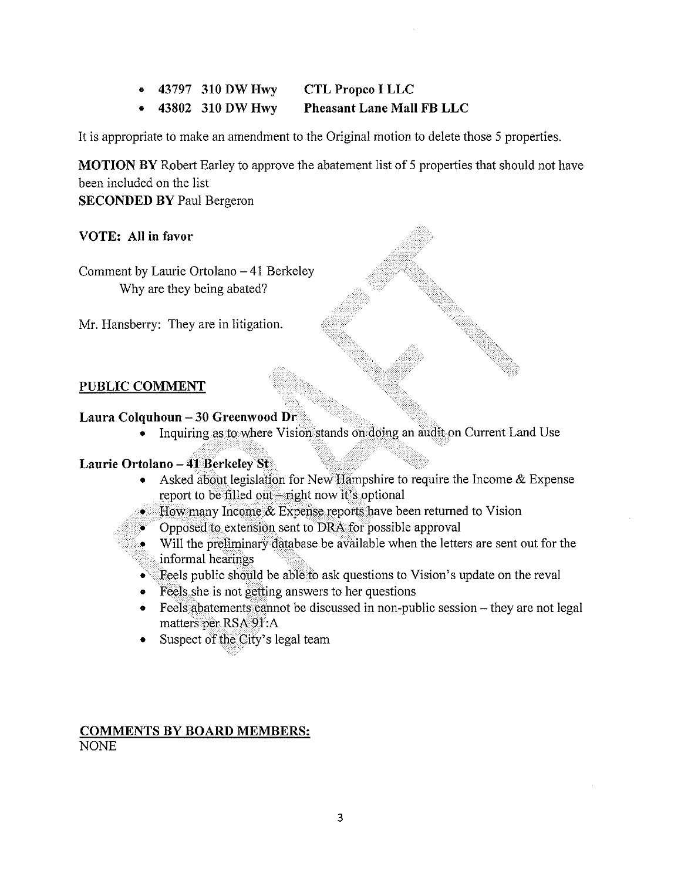- **43797  310 DW Hwy  CTL Propco I LLC**
- **43802  310 DW Hwy  Pheasant Lane Mall FB LLC**

It is appropriate to make an amendment to the Original motion to delete those 5 properties.

**MOTION BY** Robert Earley to approve the abatement list of 5 properties that should not have been included on the list
**SECONDED BY** Paul Bergeron

**VOTE: All in favor**

Comment by Laurie Ortolano – 41 Berkeley
Why are they being abated?

Mr. Hansberry: They are in litigation.

## PUBLIC COMMENT

**Laura Colquhoun – 30 Greenwood Dr**

- Inquiring as to where Vision stands on doing an audit on Current Land Use

**Laurie Ortolano – 41 Berkeley St**

- Asked about legislation for New Hampshire to require the Income & Expense report to be filled out – right now it's optional
- How many Income & Expense reports have been returned to Vision
- Opposed to extension sent to DRA for possible approval
- Will the preliminary database be available when the letters are sent out for the informal hearings
- Feels public should be able to ask questions to Vision's update on the reval
- Feels she is not getting answers to her questions
- Feels abatements cannot be discussed in non-public session – they are not legal matters per RSA 91:A
- Suspect of the City's legal team

## COMMENTS BY BOARD MEMBERS:

NONE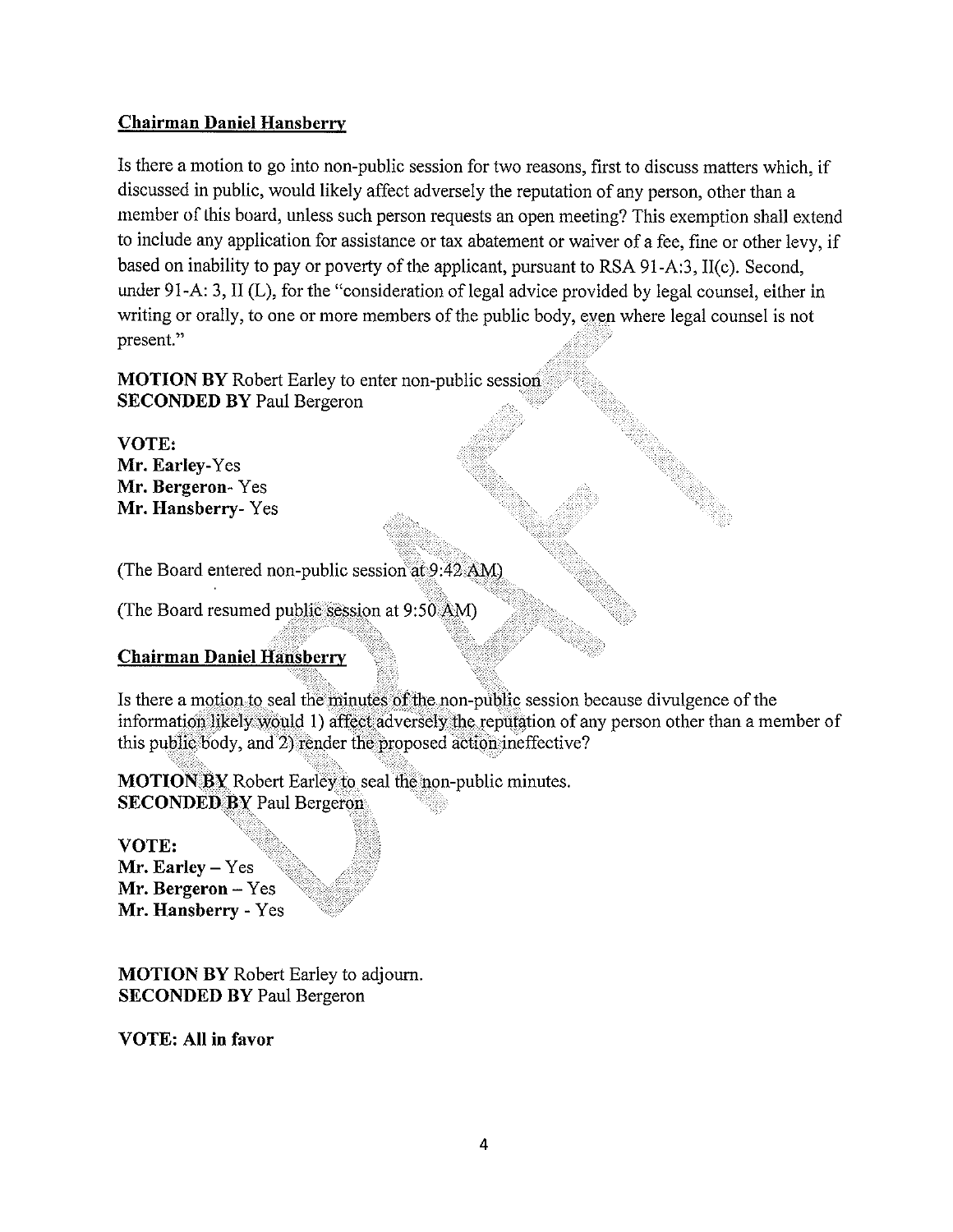**Chairman Daniel Hansberry**

Is there a motion to go into non-public session for two reasons, first to discuss matters which, if discussed in public, would likely affect adversely the reputation of any person, other than a member of this board, unless such person requests an open meeting? This exemption shall extend to include any application for assistance or tax abatement or waiver of a fee, fine or other levy, if based on inability to pay or poverty of the applicant, pursuant to RSA 91-A:3, II(c). Second, under 91-A: 3, II (L), for the "consideration of legal advice provided by legal counsel, either in writing or orally, to one or more members of the public body, even where legal counsel is not present."

**MOTION BY** Robert Earley to enter non-public session
**SECONDED BY** Paul Bergeron

**VOTE:**
**Mr. Earley**-Yes
**Mr. Bergeron**- Yes
**Mr. Hansberry**- Yes

(The Board entered non-public session at 9:42 AM)

(The Board resumed public session at 9:50 AM)

**Chairman Daniel Hansberry**

Is there a motion to seal the minutes of the non-public session because divulgence of the information likely would 1) affect adversely the reputation of any person other than a member of this public body, and 2) render the proposed action ineffective?

**MOTION BY** Robert Earley to seal the non-public minutes.
**SECONDED BY** Paul Bergeron

**VOTE:**
**Mr. Earley** – Yes
**Mr. Bergeron** – Yes
**Mr. Hansberry** - Yes

**MOTION BY** Robert Earley to adjourn.
**SECONDED BY** Paul Bergeron

**VOTE: All in favor**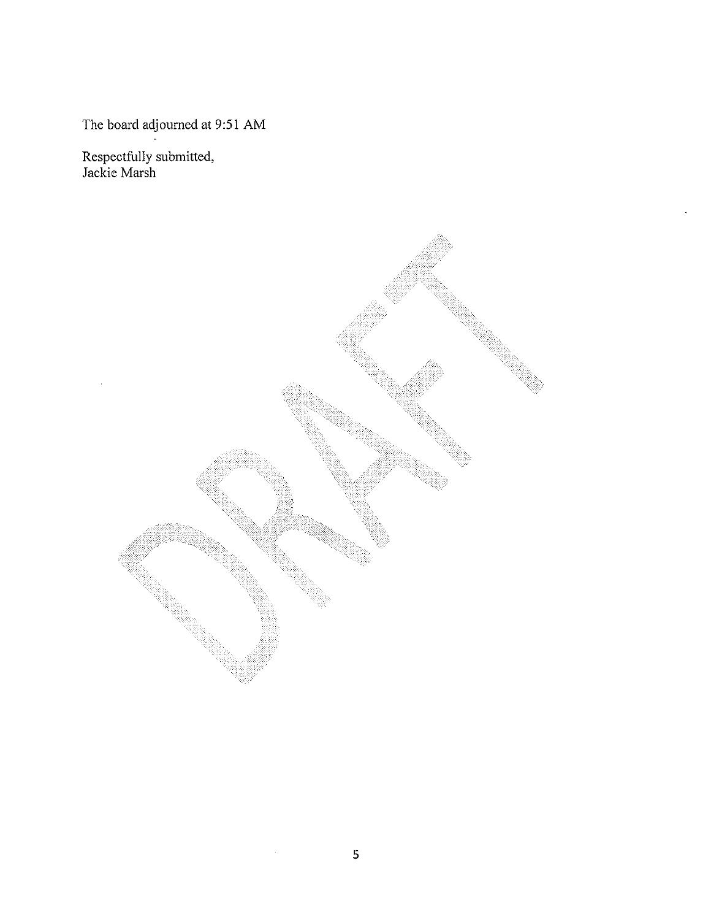The board adjourned at 9:51 AM

Respectfully submitted,
Jackie Marsh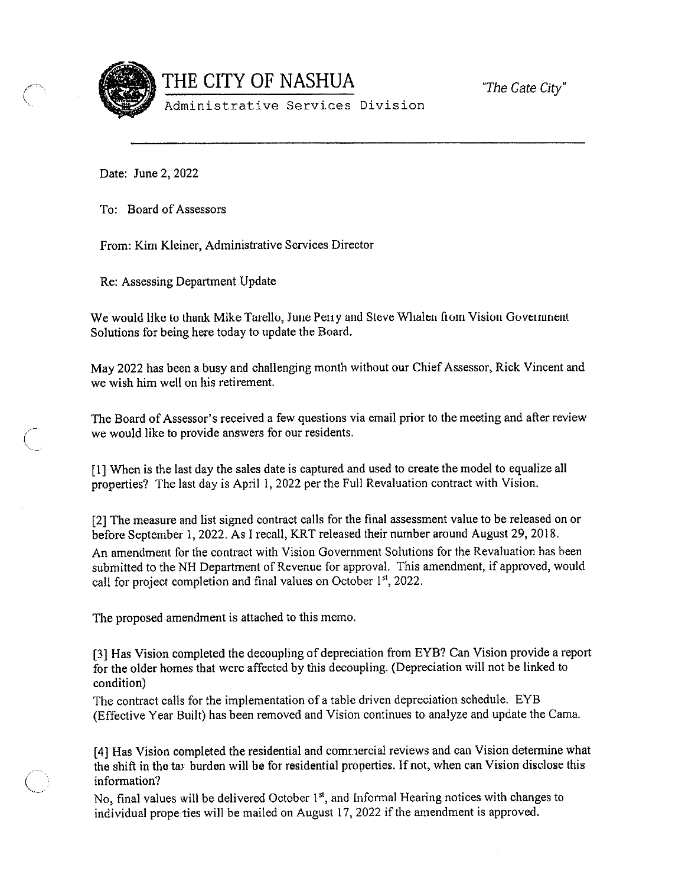# THE CITY OF NASHUA

*"The Gate City"*

Administrative Services Division

Date: June 2, 2022

To: Board of Assessors

From: Kim Kleiner, Administrative Services Director

Re: Assessing Department Update

We would like to thank Mike Tarello, June Perry and Steve Whalen from Vision Government Solutions for being here today to update the Board.

May 2022 has been a busy and challenging month without our Chief Assessor, Rick Vincent and we wish him well on his retirement.

The Board of Assessor's received a few questions via email prior to the meeting and after review we would like to provide answers for our residents.

[1] When is the last day the sales date is captured and used to create the model to equalize all properties? The last day is April 1, 2022 per the Full Revaluation contract with Vision.

[2] The measure and list signed contract calls for the final assessment value to be released on or before September 1, 2022. As I recall, KRT released their number around August 29, 2018.
An amendment for the contract with Vision Government Solutions for the Revaluation has been submitted to the NH Department of Revenue for approval. This amendment, if approved, would call for project completion and final values on October 1st, 2022.

The proposed amendment is attached to this memo.

[3] Has Vision completed the decoupling of depreciation from EYB? Can Vision provide a report for the older homes that were affected by this decoupling. (Depreciation will not be linked to condition)
The contract calls for the implementation of a table driven depreciation schedule. EYB (Effective Year Built) has been removed and Vision continues to analyze and update the Cama.

[4] Has Vision completed the residential and commercial reviews and can Vision determine what the shift in the tax burden will be for residential properties. If not, when can Vision disclose this information?
No, final values will be delivered October 1st, and Informal Hearing notices with changes to individual properties will be mailed on August 17, 2022 if the amendment is approved.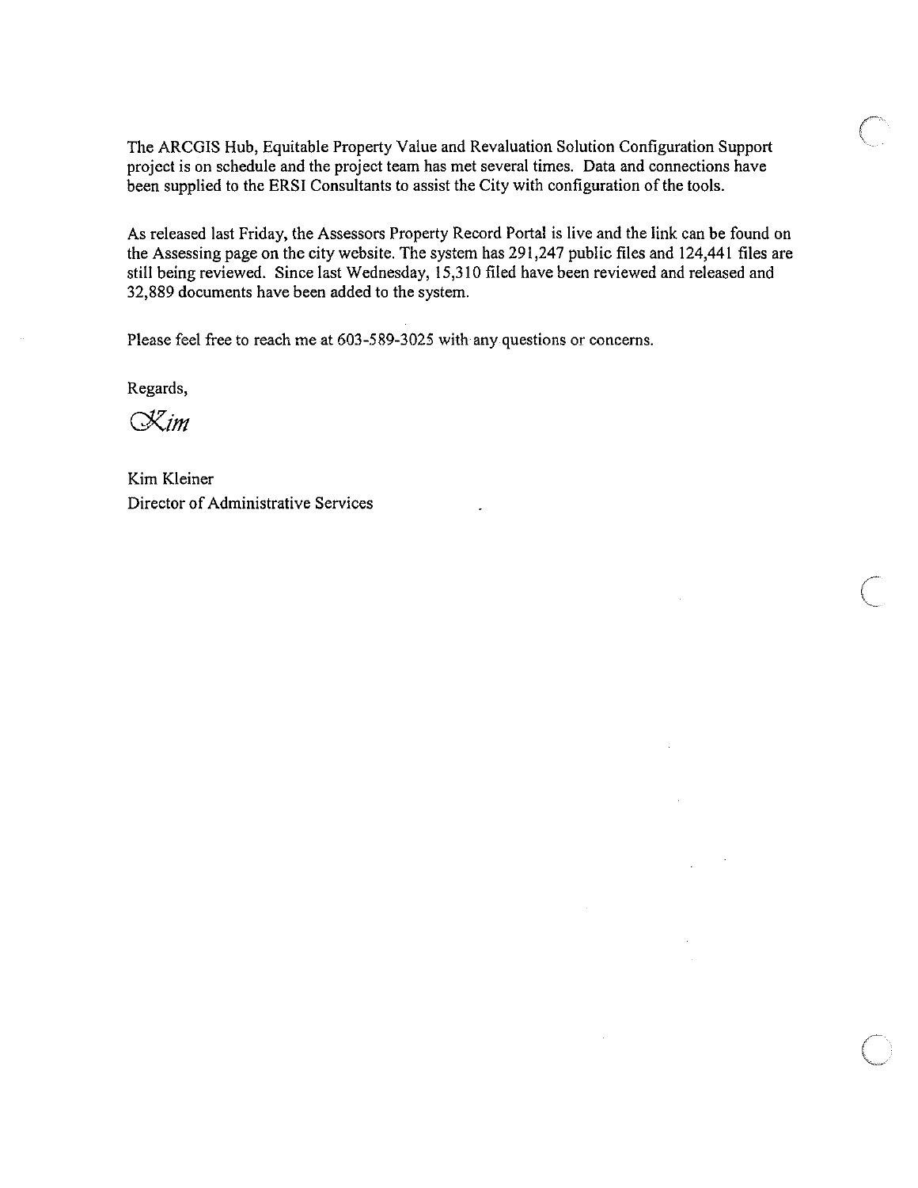The ARCGIS Hub, Equitable Property Value and Revaluation Solution Configuration Support project is on schedule and the project team has met several times. Data and connections have been supplied to the ERSI Consultants to assist the City with configuration of the tools.

As released last Friday, the Assessors Property Record Portal is live and the link can be found on the Assessing page on the city website. The system has 291,247 public files and 124,441 files are still being reviewed. Since last Wednesday, 15,310 filed have been reviewed and released and 32,889 documents have been added to the system.

Please feel free to reach me at 603-589-3025 with any questions or concerns.

Regards,

*Kim*

Kim Kleiner
Director of Administrative Services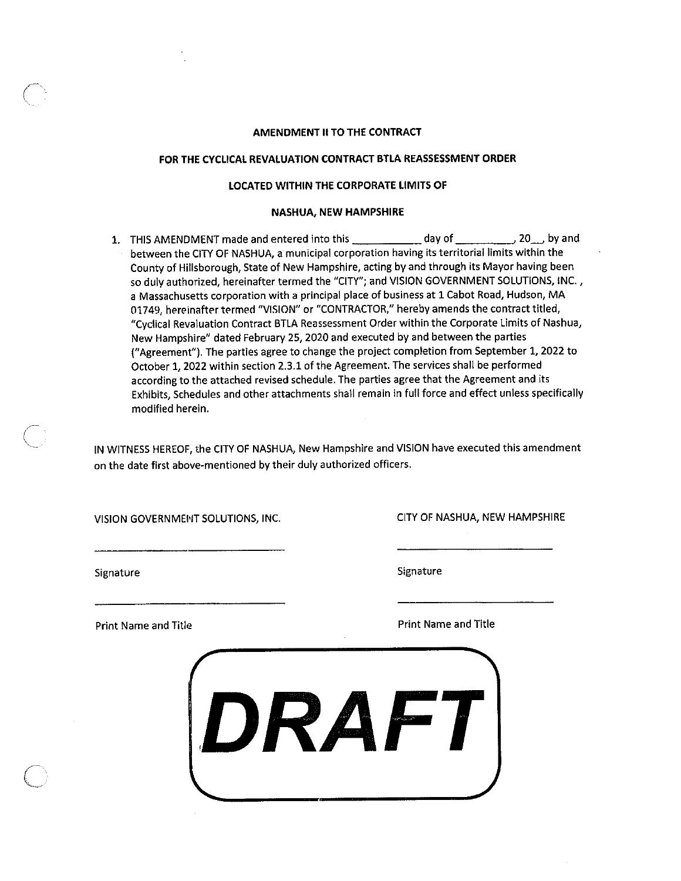**AMENDMENT II TO THE CONTRACT**

**FOR THE CYCLICAL REVALUATION CONTRACT BTLA REASSESSMENT ORDER**

**LOCATED WITHIN THE CORPORATE LIMITS OF**

**NASHUA, NEW HAMPSHIRE**

1. THIS AMENDMENT made and entered into this ___________ day of __________, 20__, by and between the CITY OF NASHUA, a municipal corporation having its territorial limits within the County of Hillsborough, State of New Hampshire, acting by and through its Mayor having been so duly authorized, hereinafter termed the "CITY"; and VISION GOVERNMENT SOLUTIONS, INC. , a Massachusetts corporation with a principal place of business at 1 Cabot Road, Hudson, MA 01749, hereinafter termed "VISION" or "CONTRACTOR," hereby amends the contract titled, "Cyclical Revaluation Contract BTLA Reassessment Order within the Corporate Limits of Nashua, New Hampshire" dated February 25, 2020 and executed by and between the parties ("Agreement"). The parties agree to change the project completion from September 1, 2022 to October 1, 2022 within section 2.3.1 of the Agreement. The services shall be performed according to the attached revised schedule. The parties agree that the Agreement and its Exhibits, Schedules and other attachments shall remain in full force and effect unless specifically modified herein.

IN WITNESS HEREOF, the CITY OF NASHUA, New Hampshire and VISION have executed this amendment on the date first above-mentioned by their duly authorized officers.

| VISION GOVERNMENT SOLUTIONS, INC. | CITY OF NASHUA, NEW HAMPSHIRE |
| --- | --- |
| ______________________________ | ______________________________ |
| Signature | Signature |
| ______________________________ | ______________________________ |
| Print Name and Title | Print Name and Title |

**DRAFT**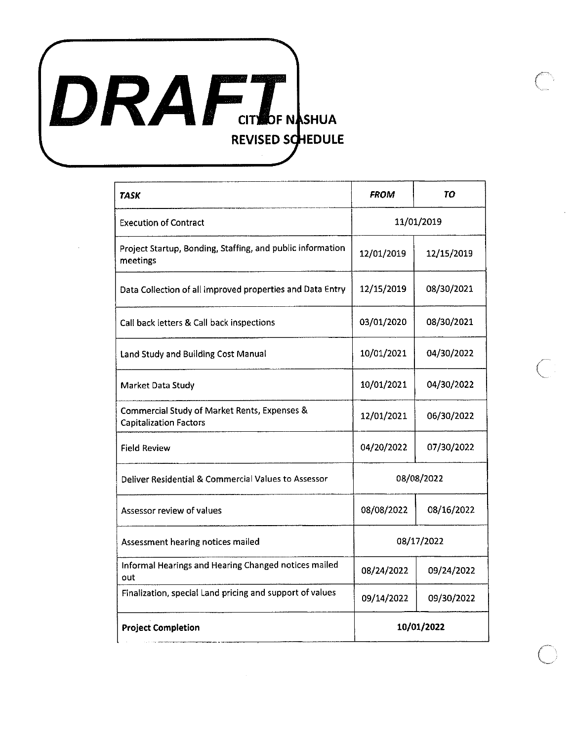**DRAFT**

## CITY OF NASHUA
## REVISED SCHEDULE

| *TASK* | *FROM* | *TO* |
|---|---|---|
| Execution of Contract | 11/01/2019 | |
| Project Startup, Bonding, Staffing, and public information meetings | 12/01/2019 | 12/15/2019 |
| Data Collection of all improved properties and Data Entry | 12/15/2019 | 08/30/2021 |
| Call back letters & Call back inspections | 03/01/2020 | 08/30/2021 |
| Land Study and Building Cost Manual | 10/01/2021 | 04/30/2022 |
| Market Data Study | 10/01/2021 | 04/30/2022 |
| Commercial Study of Market Rents, Expenses & Capitalization Factors | 12/01/2021 | 06/30/2022 |
| Field Review | 04/20/2022 | 07/30/2022 |
| Deliver Residential & Commercial Values to Assessor | 08/08/2022 | |
| Assessor review of values | 08/08/2022 | 08/16/2022 |
| Assessment hearing notices mailed | 08/17/2022 | |
| Informal Hearings and Hearing Changed notices mailed out | 08/24/2022 | 09/24/2022 |
| Finalization, special Land pricing and support of values | 09/14/2022 | 09/30/2022 |
| **Project Completion** | **10/01/2022** | |